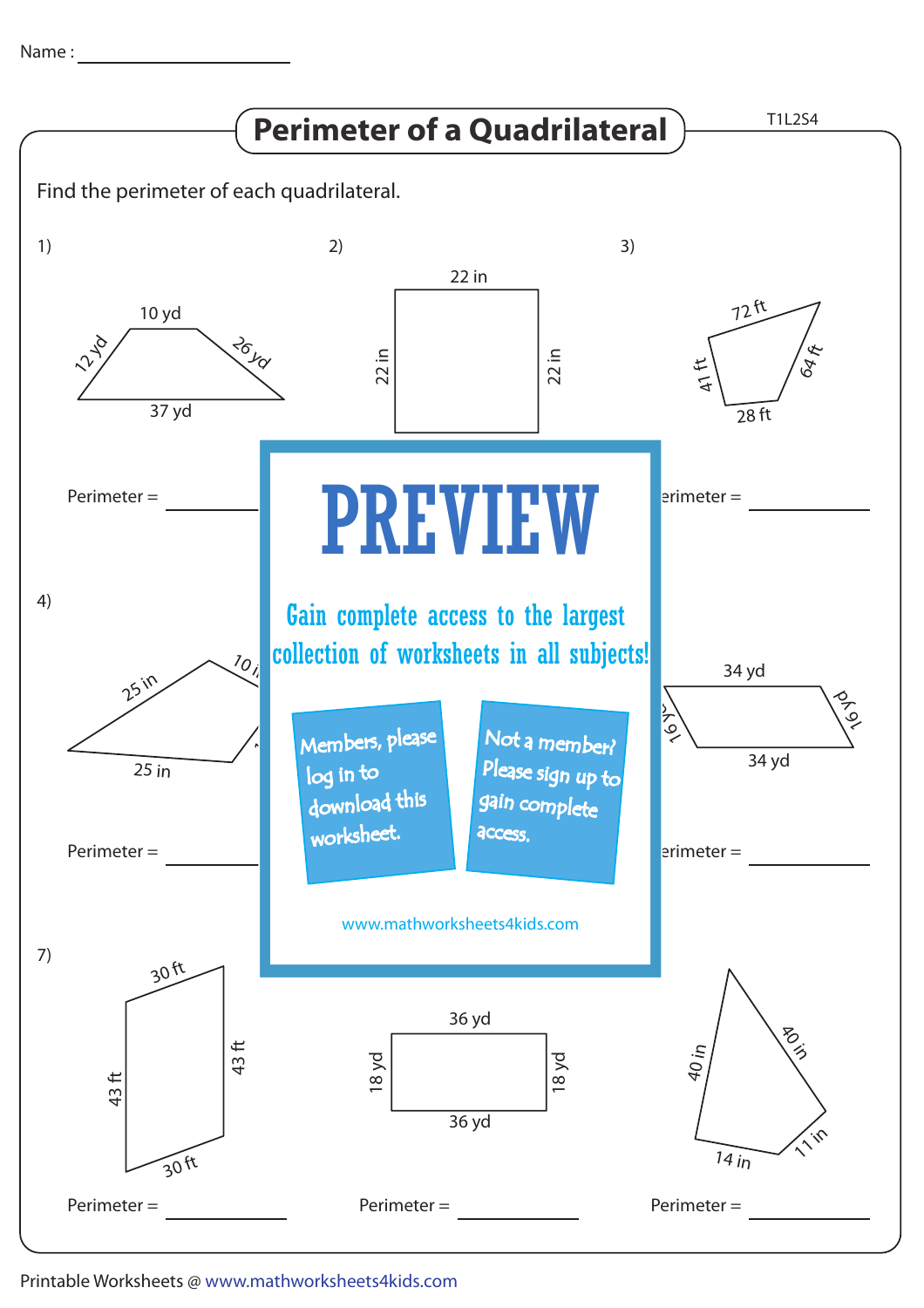Name : ____________________

# Perimeter of a Quadrilateral

T1L2S4

Find the perimeter of each quadrilateral.

1) 10 yd, 12 yd, 26 yd, 37 yd

Perimeter = ____________

2) 22 in, 22 in, 22 in

3) 72 ft, 41 ft, 64 ft, 28 ft

Perimeter = ____________

4) 25 in, 10 in, 25 in

Perimeter = ____________

6) 34 yd, 16 yd, 16 yd, 34 yd

Perimeter = ____________

# PREVIEW

Gain complete access to the largest collection of worksheets in all subjects!

Members, please log in to download this worksheet.

Not a member? Please sign up to gain complete access.

www.mathworksheets4kids.com

7) 30 ft, 43 ft, 43 ft, 30 ft

Perimeter = ____________

8) 36 yd, 18 yd, 18 yd, 36 yd

Perimeter = ____________

9) 40 in, 40 in, 11 in, 14 in

Perimeter = ____________

Printable Worksheets @ www.mathworksheets4kids.com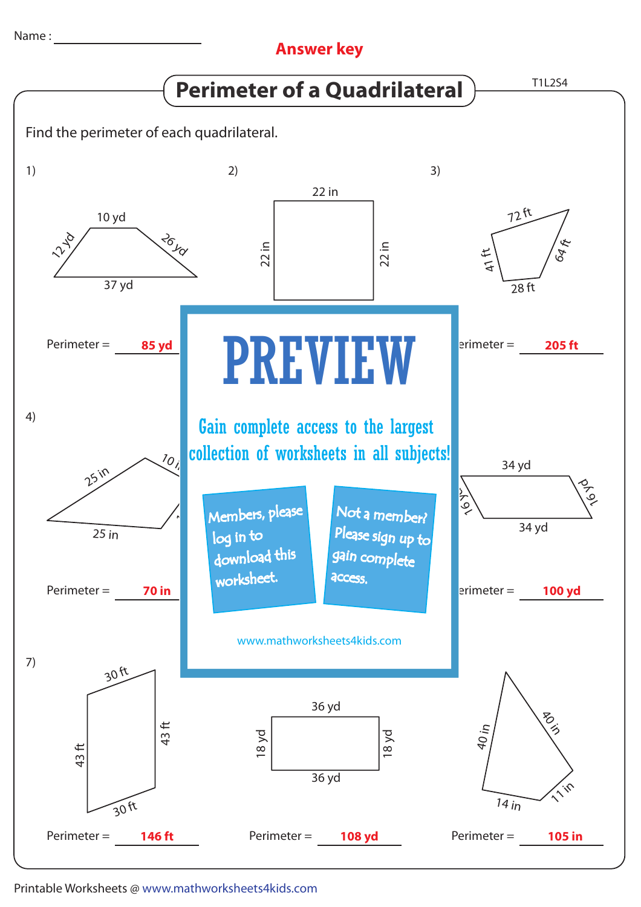Name :

**Answer key**

# Perimeter of a Quadrilateral

Find the perimeter of each quadrilateral.

1)

10 yd
12 yd
26 yd
37 yd

Perimeter = **85 yd**

2)

22 in
22 in
22 in

3)

72 ft
41 ft
64 ft
28 ft

Perimeter = **205 ft**

4)

25 in
10 in
25 in

Perimeter = **70 in**

PREVIEW

Gain complete access to the largest collection of worksheets in all subjects!

Members, please log in to download this worksheet.

Not a member? Please sign up to gain complete access.

www.mathworksheets4kids.com

6)

34 yd
16 yd
16 yd
34 yd

Perimeter = **100 yd**

7)

30 ft
43 ft
43 ft
30 ft

Perimeter = **146 ft**

8)

36 yd
18 yd
18 yd
36 yd

Perimeter = **108 yd**

9)

40 in
40 in
14 in
11 in

Perimeter = **105 in**

Printable Worksheets @ www.mathworksheets4kids.com